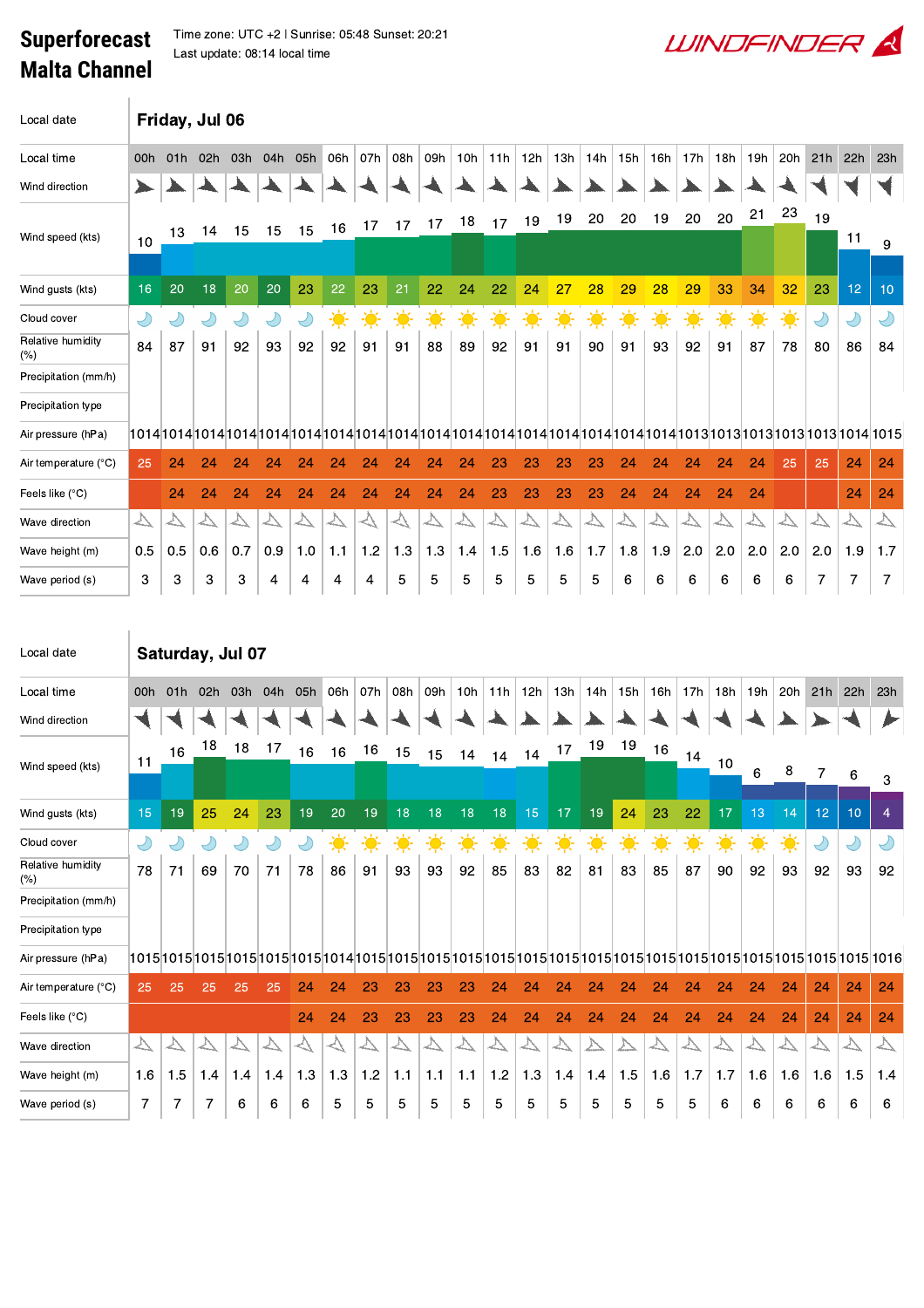# Superforecast Malta Channel

Time zone: UTC +2 | Sunrise: 05:48 Sunset: 20:21
Last update: 08:14 local time

WINDFINDER

| Local date | Friday, Jul 06 | | | | | | | | | | | | | | | | | | | | | | |
|---|---|---|---|---|---|---|---|---|---|---|---|---|---|---|---|---|---|---|---|---|---|---|---|
| Local time | 00h | 01h | 02h | 03h | 04h | 05h | 06h | 07h | 08h | 09h | 10h | 11h | 12h | 13h | 14h | 15h | 16h | 17h | 18h | 19h | 20h | 21h | 22h | 23h |
| Wind direction | | | | | | | | | | | | | | | | | | | | | | | | |
| Wind speed (kts) | 10 | 13 | 14 | 15 | 15 | 15 | 16 | 17 | 17 | 17 | 18 | 17 | 19 | 19 | 20 | 20 | 19 | 20 | 20 | 21 | 23 | 19 | 11 | 9 |
| Wind gusts (kts) | 16 | 20 | 18 | 20 | 20 | 23 | 22 | 23 | 21 | 22 | 24 | 22 | 24 | 27 | 28 | 29 | 28 | 29 | 33 | 34 | 32 | 23 | 12 | 10 |
| Cloud cover | | | | | | | | | | | | | | | | | | | | | | | | |
| Relative humidity (%) | 84 | 87 | 91 | 92 | 93 | 92 | 92 | 91 | 91 | 88 | 89 | 92 | 91 | 91 | 90 | 91 | 93 | 92 | 91 | 87 | 78 | 80 | 86 | 84 |
| Precipitation (mm/h) | | | | | | | | | | | | | | | | | | | | | | | | |
| Precipitation type | | | | | | | | | | | | | | | | | | | | | | | | |
| Air pressure (hPa) | 1014 | 1014 | 1014 | 1014 | 1014 | 1014 | 1014 | 1014 | 1014 | 1014 | 1014 | 1014 | 1014 | 1014 | 1014 | 1014 | 1014 | 1013 | 1013 | 1013 | 1013 | 1013 | 1014 | 1015 |
| Air temperature (°C) | 25 | 24 | 24 | 24 | 24 | 24 | 24 | 24 | 24 | 24 | 24 | 23 | 23 | 23 | 23 | 24 | 24 | 24 | 24 | 24 | 25 | 25 | 24 | 24 |
| Feels like (°C) | | 24 | 24 | 24 | 24 | 24 | 24 | 24 | 24 | 24 | 24 | 23 | 23 | 23 | 23 | 24 | 24 | 24 | 24 | 24 | | | 24 | 24 |
| Wave direction | | | | | | | | | | | | | | | | | | | | | | | | |
| Wave height (m) | 0.5 | 0.5 | 0.6 | 0.7 | 0.9 | 1.0 | 1.1 | 1.2 | 1.3 | 1.3 | 1.4 | 1.5 | 1.6 | 1.6 | 1.7 | 1.8 | 1.9 | 2.0 | 2.0 | 2.0 | 2.0 | 2.0 | 1.9 | 1.7 |
| Wave period (s) | 3 | 3 | 3 | 3 | 4 | 4 | 4 | 4 | 5 | 5 | 5 | 5 | 5 | 5 | 5 | 6 | 6 | 6 | 6 | 6 | 6 | 7 | 7 | 7 |

| Local date | Saturday, Jul 07 | | | | | | | | | | | | | | | | | | | | | | |
|---|---|---|---|---|---|---|---|---|---|---|---|---|---|---|---|---|---|---|---|---|---|---|---|
| Local time | 00h | 01h | 02h | 03h | 04h | 05h | 06h | 07h | 08h | 09h | 10h | 11h | 12h | 13h | 14h | 15h | 16h | 17h | 18h | 19h | 20h | 21h | 22h | 23h |
| Wind direction | | | | | | | | | | | | | | | | | | | | | | | | |
| Wind speed (kts) | 11 | 16 | 18 | 18 | 17 | 16 | 16 | 16 | 15 | 15 | 14 | 14 | 14 | 17 | 19 | 19 | 16 | 14 | 10 | 6 | 8 | 7 | 6 | 3 |
| Wind gusts (kts) | 15 | 19 | 25 | 24 | 23 | 19 | 20 | 19 | 18 | 18 | 18 | 18 | 15 | 17 | 19 | 24 | 23 | 22 | 17 | 13 | 14 | 12 | 10 | 4 |
| Cloud cover | | | | | | | | | | | | | | | | | | | | | | | | |
| Relative humidity (%) | 78 | 71 | 69 | 70 | 71 | 78 | 86 | 91 | 93 | 93 | 92 | 85 | 83 | 82 | 81 | 83 | 85 | 87 | 90 | 92 | 93 | 92 | 93 | 92 |
| Precipitation (mm/h) | | | | | | | | | | | | | | | | | | | | | | | | |
| Precipitation type | | | | | | | | | | | | | | | | | | | | | | | | |
| Air pressure (hPa) | 1015 | 1015 | 1015 | 1015 | 1015 | 1015 | 1014 | 1015 | 1015 | 1015 | 1015 | 1015 | 1015 | 1015 | 1015 | 1015 | 1015 | 1015 | 1015 | 1015 | 1015 | 1015 | 1015 | 1016 |
| Air temperature (°C) | 25 | 25 | 25 | 25 | 25 | 24 | 24 | 23 | 23 | 23 | 23 | 24 | 24 | 24 | 24 | 24 | 24 | 24 | 24 | 24 | 24 | 24 | 24 | 24 |
| Feels like (°C) | | | | | | 24 | 24 | 23 | 23 | 23 | 23 | 24 | 24 | 24 | 24 | 24 | 24 | 24 | 24 | 24 | 24 | 24 | 24 | 24 |
| Wave direction | | | | | | | | | | | | | | | | | | | | | | | | |
| Wave height (m) | 1.6 | 1.5 | 1.4 | 1.4 | 1.4 | 1.3 | 1.3 | 1.2 | 1.1 | 1.1 | 1.1 | 1.2 | 1.3 | 1.4 | 1.4 | 1.5 | 1.6 | 1.7 | 1.7 | 1.6 | 1.6 | 1.6 | 1.5 | 1.4 |
| Wave period (s) | 7 | 7 | 7 | 6 | 6 | 6 | 5 | 5 | 5 | 5 | 5 | 5 | 5 | 5 | 5 | 5 | 5 | 5 | 6 | 6 | 6 | 6 | 6 | 6 |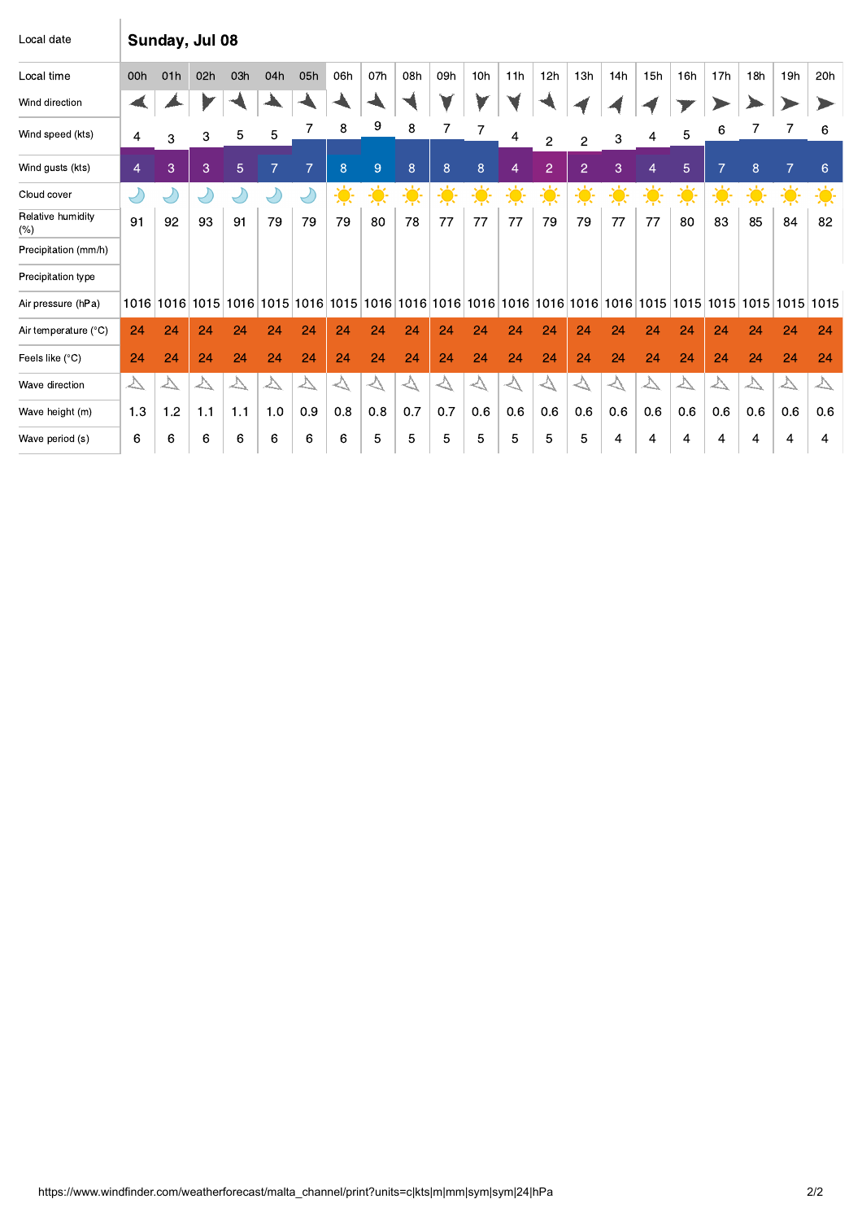| Local date | Sunday, Jul 08 | | | | | | | | | | | | | | | | | | | | |
|---|---|---|---|---|---|---|---|---|---|---|---|---|---|---|---|---|---|---|---|---|---|
| Local time | 00h | 01h | 02h | 03h | 04h | 05h | 06h | 07h | 08h | 09h | 10h | 11h | 12h | 13h | 14h | 15h | 16h | 17h | 18h | 19h | 20h |
| Wind direction | | | | | | | | | | | | | | | | | | | | | |
| Wind speed (kts) | 4 | 3 | 3 | 5 | 5 | 7 | 8 | 9 | 8 | 7 | 7 | 4 | 2 | 2 | 3 | 4 | 5 | 6 | 7 | 7 | 6 |
| Wind gusts (kts) | 4 | 3 | 3 | 5 | 7 | 7 | 8 | 9 | 8 | 8 | 8 | 4 | 2 | 2 | 3 | 4 | 5 | 7 | 8 | 7 | 6 |
| Cloud cover | | | | | | | | | | | | | | | | | | | | | |
| Relative humidity (%) | 91 | 92 | 93 | 91 | 79 | 79 | 79 | 80 | 78 | 77 | 77 | 77 | 79 | 79 | 77 | 77 | 80 | 83 | 85 | 84 | 82 |
| Precipitation (mm/h) | | | | | | | | | | | | | | | | | | | | | |
| Precipitation type | | | | | | | | | | | | | | | | | | | | | |
| Air pressure (hPa) | 1016 | 1016 | 1015 | 1016 | 1015 | 1016 | 1015 | 1016 | 1016 | 1016 | 1016 | 1016 | 1016 | 1016 | 1016 | 1015 | 1015 | 1015 | 1015 | 1015 | 1015 |
| Air temperature (°C) | 24 | 24 | 24 | 24 | 24 | 24 | 24 | 24 | 24 | 24 | 24 | 24 | 24 | 24 | 24 | 24 | 24 | 24 | 24 | 24 | 24 |
| Feels like (°C) | 24 | 24 | 24 | 24 | 24 | 24 | 24 | 24 | 24 | 24 | 24 | 24 | 24 | 24 | 24 | 24 | 24 | 24 | 24 | 24 | 24 |
| Wave direction | | | | | | | | | | | | | | | | | | | | | |
| Wave height (m) | 1.3 | 1.2 | 1.1 | 1.1 | 1.0 | 0.9 | 0.8 | 0.8 | 0.7 | 0.7 | 0.6 | 0.6 | 0.6 | 0.6 | 0.6 | 0.6 | 0.6 | 0.6 | 0.6 | 0.6 | 0.6 |
| Wave period (s) | 6 | 6 | 6 | 6 | 6 | 6 | 6 | 5 | 5 | 5 | 5 | 5 | 5 | 5 | 4 | 4 | 4 | 4 | 4 | 4 | 4 |

https://www.windfinder.com/weatherforecast/malta_channel/print?units=c|kts|m|mm|sym|sym|24|hPa